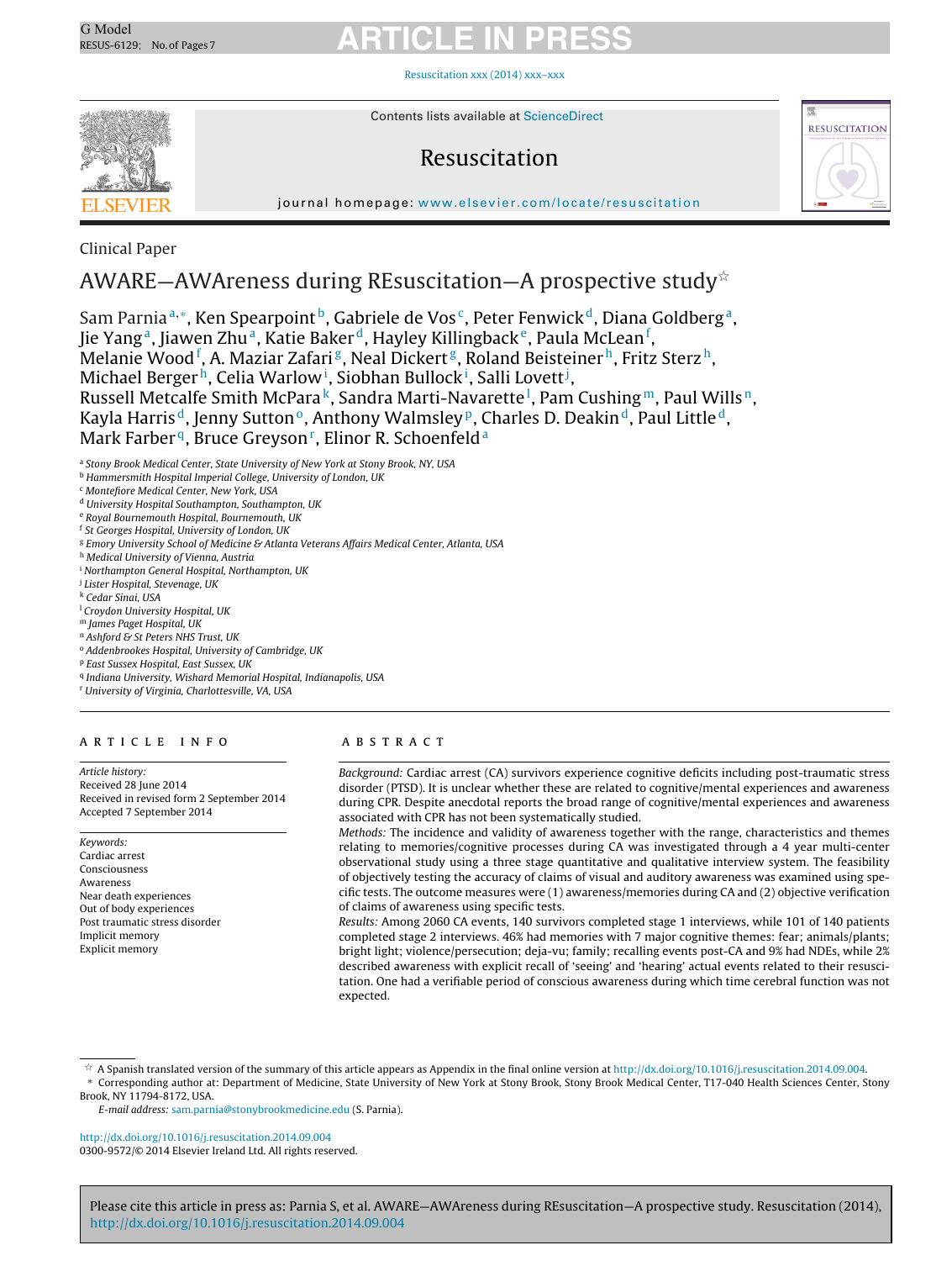Clinical Paper

# AWARE—AWAreness during REsuscitation—A prospective study☆

Sam Parnia[a,*], Ken Spearpoint[b], Gabriele de Vos[c], Peter Fenwick[d], Diana Goldberg[a], Jie Yang[a], Jiawen Zhu[a], Katie Baker[d], Hayley Killingback[e], Paula McLean[f], Melanie Wood[f], A. Maziar Zafari[g], Neal Dickert[g], Roland Beisteiner[h], Fritz Sterz[h], Michael Berger[h], Celia Warlow[i], Siobhan Bullock[i], Salli Lovett[j], Russell Metcalfe Smith McPara[k], Sandra Marti-Navarette[l], Pam Cushing[m], Paul Wills[n], Kayla Harris[d], Jenny Sutton[o], Anthony Walmsley[p], Charles D. Deakin[d], Paul Little[d], Mark Farber[q], Bruce Greyson[r], Elinor R. Schoenfeld[a]

[a] Stony Brook Medical Center, State University of New York at Stony Brook, NY, USA
[b] Hammersmith Hospital Imperial College, University of London, UK
[c] Montefiore Medical Center, New York, USA
[d] University Hospital Southampton, Southampton, UK
[e] Royal Bournemouth Hospital, Bournemouth, UK
[f] St Georges Hospital, University of London, UK
[g] Emory University School of Medicine & Atlanta Veterans Affairs Medical Center, Atlanta, USA
[h] Medical University of Vienna, Austria
[i] Northampton General Hospital, Northampton, UK
[j] Lister Hospital, Stevenage, UK
[k] Cedar Sinai, USA
[l] Croydon University Hospital, UK
[m] James Paget Hospital, UK
[n] Ashford & St Peters NHS Trust, UK
[o] Addenbrookes Hospital, University of Cambridge, UK
[p] East Sussex Hospital, East Sussex, UK
[q] Indiana University, Wishard Memorial Hospital, Indianapolis, USA
[r] University of Virginia, Charlottesville, VA, USA

## ARTICLE INFO

*Article history:*
Received 28 June 2014
Received in revised form 2 September 2014
Accepted 7 September 2014

*Keywords:*
Cardiac arrest
Consciousness
Awareness
Near death experiences
Out of body experiences
Post traumatic stress disorder
Implicit memory
Explicit memory

## ABSTRACT

*Background:* Cardiac arrest (CA) survivors experience cognitive deficits including post-traumatic stress disorder (PTSD). It is unclear whether these are related to cognitive/mental experiences and awareness during CPR. Despite anecdotal reports the broad range of cognitive/mental experiences and awareness associated with CPR has not been systematically studied.

*Methods:* The incidence and validity of awareness together with the range, characteristics and themes relating to memories/cognitive processes during CA was investigated through a 4 year multi-center observational study using a three stage quantitative and qualitative interview system. The feasibility of objectively testing the accuracy of claims of visual and auditory awareness was examined using specific tests. The outcome measures were (1) awareness/memories during CA and (2) objective verification of claims of awareness using specific tests.

*Results:* Among 2060 CA events, 140 survivors completed stage 1 interviews, while 101 of 140 patients completed stage 2 interviews. 46% had memories with 7 major cognitive themes: fear; animals/plants; bright light; violence/persecution; deja-vu; family; recalling events post-CA and 9% had NDEs, while 2% described awareness with explicit recall of 'seeing' and 'hearing' actual events related to their resuscitation. One had a verifiable period of conscious awareness during which time cerebral function was not expected.

☆ A Spanish translated version of the summary of this article appears as Appendix in the final online version at http://dx.doi.org/10.1016/j.resuscitation.2014.09.004.

\* Corresponding author at: Department of Medicine, State University of New York at Stony Brook, Stony Brook Medical Center, T17-040 Health Sciences Center, Stony Brook, NY 11794-8172, USA.

*E-mail address:* sam.parnia@stonybrookmedicine.edu (S. Parnia).

http://dx.doi.org/10.1016/j.resuscitation.2014.09.004
0300-9572/© 2014 Elsevier Ireland Ltd. All rights reserved.

Please cite this article in press as: Parnia S, et al. AWARE—AWAreness during REsuscitation—A prospective study. Resuscitation (2014), http://dx.doi.org/10.1016/j.resuscitation.2014.09.004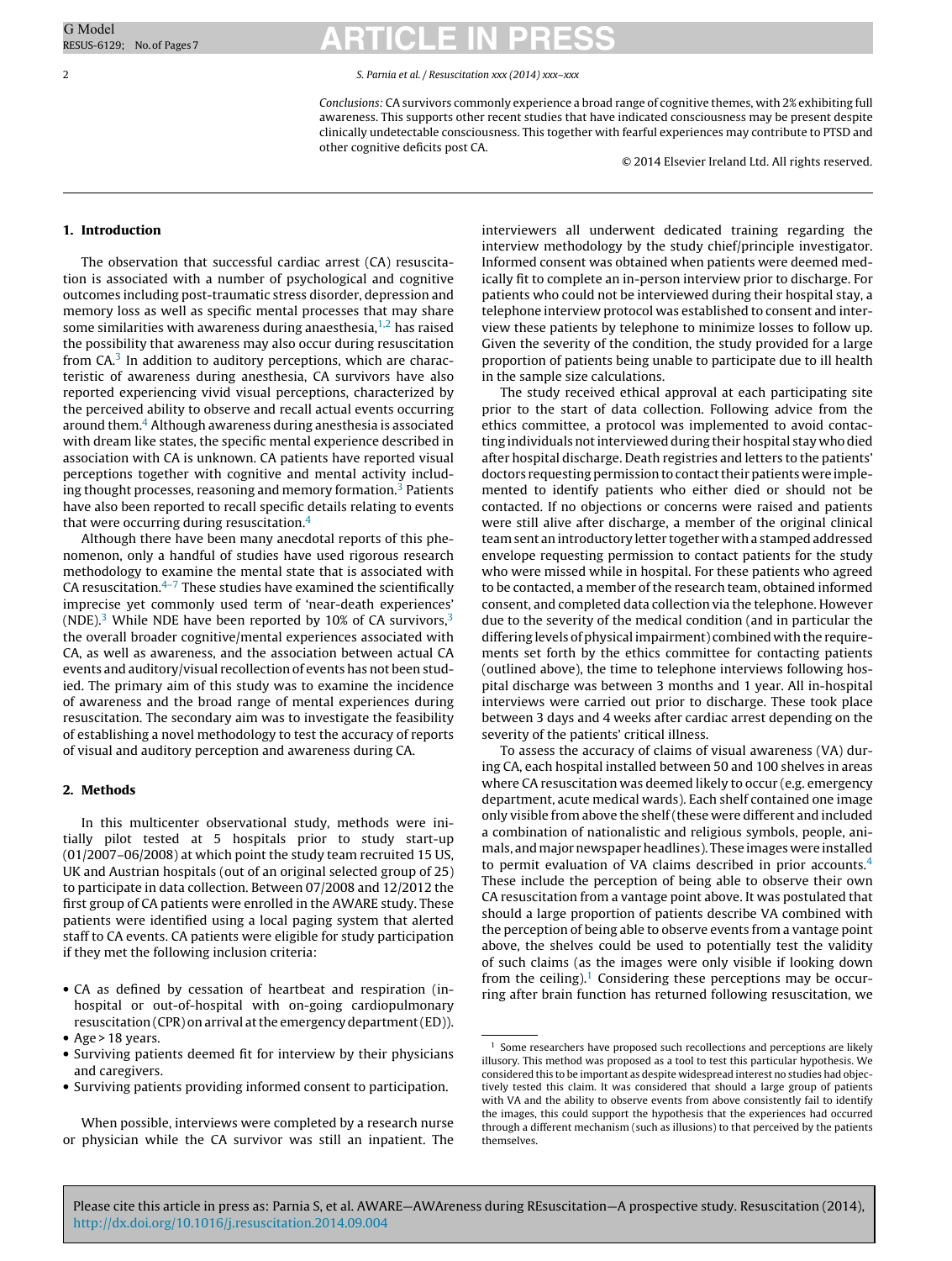*Conclusions:* CA survivors commonly experience a broad range of cognitive themes, with 2% exhibiting full awareness. This supports other recent studies that have indicated consciousness may be present despite clinically undetectable consciousness. This together with fearful experiences may contribute to PTSD and other cognitive deficits post CA.

© 2014 Elsevier Ireland Ltd. All rights reserved.

## 1. Introduction

The observation that successful cardiac arrest (CA) resuscitation is associated with a number of psychological and cognitive outcomes including post-traumatic stress disorder, depression and memory loss as well as specific mental processes that may share some similarities with awareness during anaesthesia,[1,2] has raised the possibility that awareness may also occur during resuscitation from CA.[3] In addition to auditory perceptions, which are characteristic of awareness during anesthesia, CA survivors have also reported experiencing vivid visual perceptions, characterized by the perceived ability to observe and recall actual events occurring around them.[4] Although awareness during anesthesia is associated with dream like states, the specific mental experience described in association with CA is unknown. CA patients have reported visual perceptions together with cognitive and mental activity including thought processes, reasoning and memory formation.[3] Patients have also been reported to recall specific details relating to events that were occurring during resuscitation.[4]

Although there have been many anecdotal reports of this phenomenon, only a handful of studies have used rigorous research methodology to examine the mental state that is associated with CA resuscitation.[4–7] These studies have examined the scientifically imprecise yet commonly used term of 'near-death experiences' (NDE).[3] While NDE have been reported by 10% of CA survivors,[3] the overall broader cognitive/mental experiences associated with CA, as well as awareness, and the association between actual CA events and auditory/visual recollection of events has not been studied. The primary aim of this study was to examine the incidence of awareness and the broad range of mental experiences during resuscitation. The secondary aim was to investigate the feasibility of establishing a novel methodology to test the accuracy of reports of visual and auditory perception and awareness during CA.

## 2. Methods

In this multicenter observational study, methods were initially pilot tested at 5 hospitals prior to study start-up (01/2007–06/2008) at which point the study team recruited 15 US, UK and Austrian hospitals (out of an original selected group of 25) to participate in data collection. Between 07/2008 and 12/2012 the first group of CA patients were enrolled in the AWARE study. These patients were identified using a local paging system that alerted staff to CA events. CA patients were eligible for study participation if they met the following inclusion criteria:

- CA as defined by cessation of heartbeat and respiration (in-hospital or out-of-hospital with on-going cardiopulmonary resuscitation (CPR) on arrival at the emergency department (ED)).
- Age > 18 years.
- Surviving patients deemed fit for interview by their physicians and caregivers.
- Surviving patients providing informed consent to participation.

When possible, interviews were completed by a research nurse or physician while the CA survivor was still an inpatient. The interviewers all underwent dedicated training regarding the interview methodology by the study chief/principle investigator. Informed consent was obtained when patients were deemed medically fit to complete an in-person interview prior to discharge. For patients who could not be interviewed during their hospital stay, a telephone interview protocol was established to consent and interview these patients by telephone to minimize losses to follow up. Given the severity of the condition, the study provided for a large proportion of patients being unable to participate due to ill health in the sample size calculations.

The study received ethical approval at each participating site prior to the start of data collection. Following advice from the ethics committee, a protocol was implemented to avoid contacting individuals not interviewed during their hospital stay who died after hospital discharge. Death registries and letters to the patients' doctors requesting permission to contact their patients were implemented to identify patients who either died or should not be contacted. If no objections or concerns were raised and patients were still alive after discharge, a member of the original clinical team sent an introductory letter together with a stamped addressed envelope requesting permission to contact patients for the study who were missed while in hospital. For these patients who agreed to be contacted, a member of the research team, obtained informed consent, and completed data collection via the telephone. However due to the severity of the medical condition (and in particular the differing levels of physical impairment) combined with the requirements set forth by the ethics committee for contacting patients (outlined above), the time to telephone interviews following hospital discharge was between 3 months and 1 year. All in-hospital interviews were carried out prior to discharge. These took place between 3 days and 4 weeks after cardiac arrest depending on the severity of the patients' critical illness.

To assess the accuracy of claims of visual awareness (VA) during CA, each hospital installed between 50 and 100 shelves in areas where CA resuscitation was deemed likely to occur (e.g. emergency department, acute medical wards). Each shelf contained one image only visible from above the shelf (these were different and included a combination of nationalistic and religious symbols, people, animals, and major newspaper headlines). These images were installed to permit evaluation of VA claims described in prior accounts.[4] These include the perception of being able to observe their own CA resuscitation from a vantage point above. It was postulated that should a large proportion of patients describe VA combined with the perception of being able to observe events from a vantage point above, the shelves could be used to potentially test the validity of such claims (as the images were only visible if looking down from the ceiling).[1] Considering these perceptions may be occurring after brain function has returned following resuscitation, we

[1] Some researchers have proposed such recollections and perceptions are likely illusory. This method was proposed as a tool to test this particular hypothesis. We considered this to be important as despite widespread interest no studies had objectively tested this claim. It was considered that should a large group of patients with VA and the ability to observe events from above consistently fail to identify the images, this could support the hypothesis that the experiences had occurred through a different mechanism (such as illusions) to that perceived by the patients themselves.

Please cite this article in press as: Parnia S, et al. AWARE—AWAreness during REsuscitation—A prospective study. Resuscitation (2014), http://dx.doi.org/10.1016/j.resuscitation.2014.09.004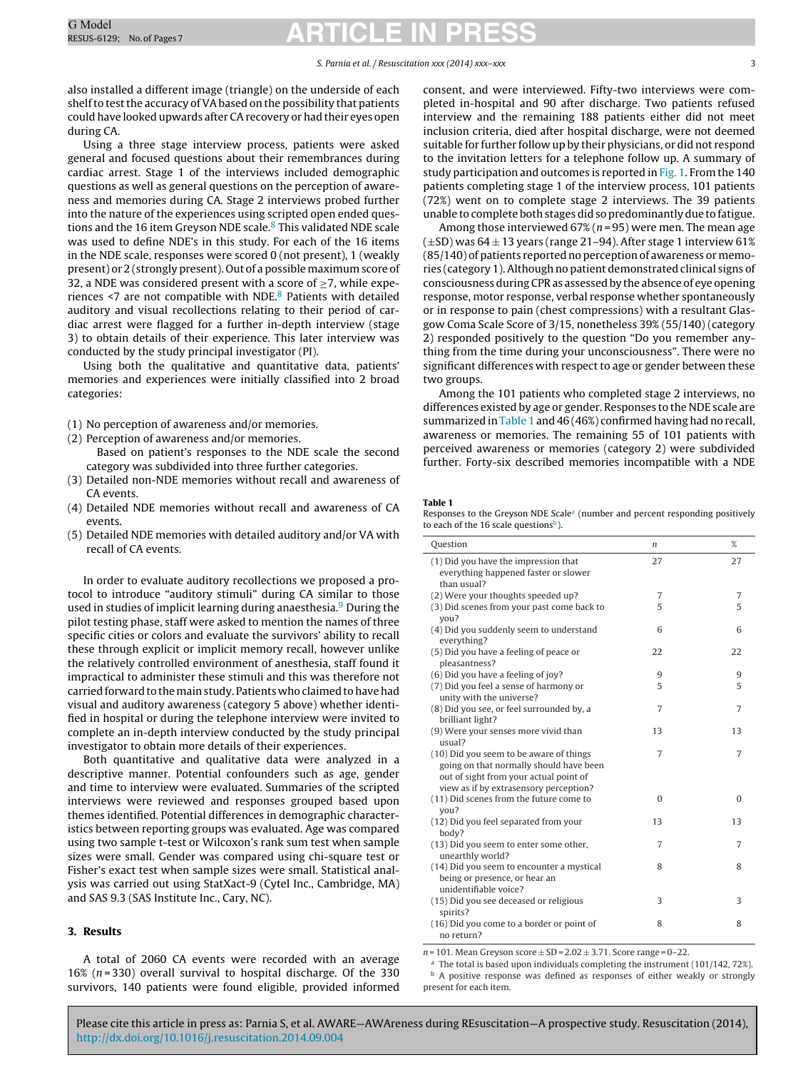also installed a different image (triangle) on the underside of each shelf to test the accuracy of VA based on the possibility that patients could have looked upwards after CA recovery or had their eyes open during CA.

Using a three stage interview process, patients were asked general and focused questions about their remembrances during cardiac arrest. Stage 1 of the interviews included demographic questions as well as general questions on the perception of awareness and memories during CA. Stage 2 interviews probed further into the nature of the experiences using scripted open ended questions and the 16 item Greyson NDE scale.[8] This validated NDE scale was used to define NDE's in this study. For each of the 16 items in the NDE scale, responses were scored 0 (not present), 1 (weakly present) or 2 (strongly present). Out of a possible maximum score of 32, a NDE was considered present with a score of ≥7, while experiences <7 are not compatible with NDE.[8] Patients with detailed auditory and visual recollections relating to their period of cardiac arrest were flagged for a further in-depth interview (stage 3) to obtain details of their experience. This later interview was conducted by the study principal investigator (PI).

Using both the qualitative and quantitative data, patients' memories and experiences were initially classified into 2 broad categories:

(1) No perception of awareness and/or memories.
(2) Perception of awareness and/or memories.
    Based on patient's responses to the NDE scale the second category was subdivided into three further categories.
(3) Detailed non-NDE memories without recall and awareness of CA events.
(4) Detailed NDE memories without recall and awareness of CA events.
(5) Detailed NDE memories with detailed auditory and/or VA with recall of CA events.

In order to evaluate auditory recollections we proposed a protocol to introduce "auditory stimuli" during CA similar to those used in studies of implicit learning during anaesthesia.[9] During the pilot testing phase, staff were asked to mention the names of three specific cities or colors and evaluate the survivors' ability to recall these through explicit or implicit memory recall, however unlike the relatively controlled environment of anesthesia, staff found it impractical to administer these stimuli and this was therefore not carried forward to the main study. Patients who claimed to have had visual and auditory awareness (category 5 above) whether identified in hospital or during the telephone interview were invited to complete an in-depth interview conducted by the study principal investigator to obtain more details of their experiences.

Both quantitative and qualitative data were analyzed in a descriptive manner. Potential confounders such as age, gender and time to interview were evaluated. Summaries of the scripted interviews were reviewed and responses grouped based upon themes identified. Potential differences in demographic characteristics between reporting groups was evaluated. Age was compared using two sample t-test or Wilcoxon's rank sum test when sample sizes were small. Gender was compared using chi-square test or Fisher's exact test when sample sizes were small. Statistical analysis was carried out using StatXact-9 (Cytel Inc., Cambridge, MA) and SAS 9.3 (SAS Institute Inc., Cary, NC).

## 3. Results

A total of 2060 CA events were recorded with an average 16% ($n$ = 330) overall survival to hospital discharge. Of the 330 survivors, 140 patients were found eligible, provided informed consent, and were interviewed. Fifty-two interviews were completed in-hospital and 90 after discharge. Two patients refused interview and the remaining 188 patients either did not meet inclusion criteria, died after hospital discharge, were not deemed suitable for further follow up by their physicians, or did not respond to the invitation letters for a telephone follow up. A summary of study participation and outcomes is reported in Fig. 1. From the 140 patients completing stage 1 of the interview process, 101 patients (72%) went on to complete stage 2 interviews. The 39 patients unable to complete both stages did so predominantly due to fatigue.

Among those interviewed 67% ($n$ = 95) were men. The mean age (±SD) was 64 ± 13 years (range 21–94). After stage 1 interview 61% (85/140) of patients reported no perception of awareness or memories (category 1). Although no patient demonstrated clinical signs of consciousness during CPR as assessed by the absence of eye opening response, motor response, verbal response whether spontaneously or in response to pain (chest compressions) with a resultant Glasgow Coma Scale Score of 3/15, nonetheless 39% (55/140) (category 2) responded positively to the question "Do you remember anything from the time during your unconsciousness". There were no significant differences with respect to age or gender between these two groups.

Among the 101 patients who completed stage 2 interviews, no differences existed by age or gender. Responses to the NDE scale are summarized in Table 1 and 46 (46%) confirmed having had no recall, awareness or memories. The remaining 55 of 101 patients with perceived awareness or memories (category 2) were subdivided further. Forty-six described memories incompatible with a NDE

**Table 1**
Responses to the Greyson NDE Scale[a] (number and percent responding positively to each of the 16 scale questions[b]).

| Question | $n$ | % |
|---|---|---|
| (1) Did you have the impression that everything happened faster or slower than usual? | 27 | 27 |
| (2) Were your thoughts speeded up? | 7 | 7 |
| (3) Did scenes from your past come back to you? | 5 | 5 |
| (4) Did you suddenly seem to understand everything? | 6 | 6 |
| (5) Did you have a feeling of peace or pleasantness? | 22 | 22 |
| (6) Did you have a feeling of joy? | 9 | 9 |
| (7) Did you feel a sense of harmony or unity with the universe? | 5 | 5 |
| (8) Did you see, or feel surrounded by, a brilliant light? | 7 | 7 |
| (9) Were your senses more vivid than usual? | 13 | 13 |
| (10) Did you seem to be aware of things going on that normally should have been out of sight from your actual point of view as if by extrasensory perception? | 7 | 7 |
| (11) Did scenes from the future come to you? | 0 | 0 |
| (12) Did you feel separated from your body? | 13 | 13 |
| (13) Did you seem to enter some other, unearthly world? | 7 | 7 |
| (14) Did you seem to encounter a mystical being or presence, or hear an unidentifiable voice? | 8 | 8 |
| (15) Did you see deceased or religious spirits? | 3 | 3 |
| (16) Did you come to a border or point of no return? | 8 | 8 |

$n$ = 101. Mean Greyson score ± SD = 2.02 ± 3.71. Score range = 0–22.

[a] The total is based upon individuals completing the instrument (101/142, 72%).

[b] A positive response was defined as responses of either weakly or strongly present for each item.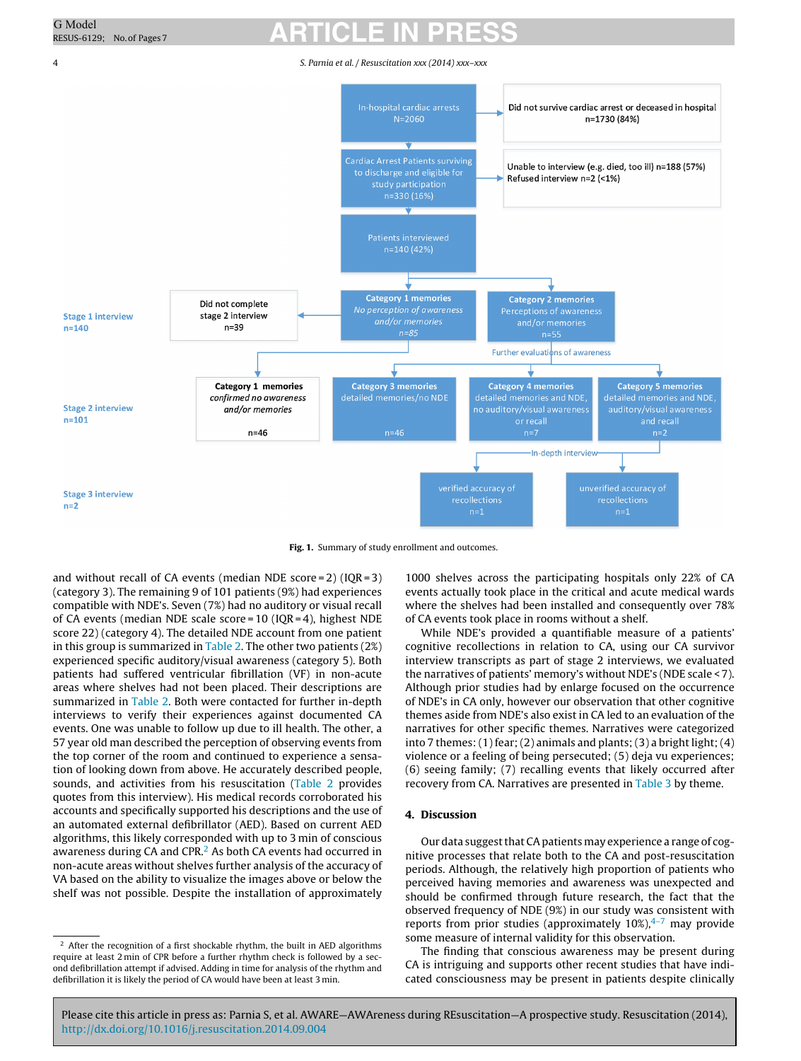In-hospital cardiac arrests N=2060

Did not survive cardiac arrest or deceased in hospital n=1730 (84%)

Cardiac Arrest Patients surviving to discharge and eligible for study participation n=330 (16%)

Unable to interview (e.g. died, too ill) n=188 (57%)
Refused interview n=2 (<1%)

Patients interviewed n=140 (42%)

Stage 1 interview n=140

Did not complete stage 2 interview n=39

**Category 1 memories** *No perception of awareness and/or memories* n=85

**Category 2 memories** Perceptions of awareness and/or memories n=55

Further evaluations of awareness

Stage 2 interview n=101

**Category 1 memories** *confirmed no awareness and/or memories* n=46

**Category 3 memories** detailed memories/no NDE n=46

**Category 4 memories** detailed memories and NDE, no auditory/visual awareness or recall n=7

**Category 5 memories** detailed memories and NDE, auditory/visual awareness and recall n=2

In-depth interview

Stage 3 interview n=2

verified accuracy of recollections n=1

unverified accuracy of recollections n=1

**Fig. 1.** Summary of study enrollment and outcomes.

and without recall of CA events (median NDE score = 2) (IQR = 3) (category 3). The remaining 9 of 101 patients (9%) had experiences compatible with NDE's. Seven (7%) had no auditory or visual recall of CA events (median NDE scale score = 10 (IQR = 4), highest NDE score 22) (category 4). The detailed NDE account from one patient in this group is summarized in Table 2. The other two patients (2%) experienced specific auditory/visual awareness (category 5). Both patients had suffered ventricular fibrillation (VF) in non-acute areas where shelves had not been placed. Their descriptions are summarized in Table 2. Both were contacted for further in-depth interviews to verify their experiences against documented CA events. One was unable to follow up due to ill health. The other, a 57 year old man described the perception of observing events from the top corner of the room and continued to experience a sensation of looking down from above. He accurately described people, sounds, and activities from his resuscitation (Table 2 provides quotes from this interview). His medical records corroborated his accounts and specifically supported his descriptions and the use of an automated external defibrillator (AED). Based on current AED algorithms, this likely corresponded with up to 3 min of conscious awareness during CA and CPR.[2] As both CA events had occurred in non-acute areas without shelves further analysis of the accuracy of VA based on the ability to visualize the images above or below the shelf was not possible. Despite the installation of approximately 1000 shelves across the participating hospitals only 22% of CA events actually took place in the critical and acute medical wards where the shelves had been installed and consequently over 78% of CA events took place in rooms without a shelf.

While NDE's provided a quantifiable measure of a patients' cognitive recollections in relation to CA, using our CA survivor interview transcripts as part of stage 2 interviews, we evaluated the narratives of patients' memory's without NDE's (NDE scale < 7). Although prior studies had by enlarge focused on the occurrence of NDE's in CA only, however our observation that other cognitive themes aside from NDE's also exist in CA led to an evaluation of the narratives for other specific themes. Narratives were categorized into 7 themes: (1) fear; (2) animals and plants; (3) a bright light; (4) violence or a feeling of being persecuted; (5) deja vu experiences; (6) seeing family; (7) recalling events that likely occurred after recovery from CA. Narratives are presented in Table 3 by theme.

## 4. Discussion

Our data suggest that CA patients may experience a range of cognitive processes that relate both to the CA and post-resuscitation periods. Although, the relatively high proportion of patients who perceived having memories and awareness was unexpected and should be confirmed through future research, the fact that the observed frequency of NDE (9%) in our study was consistent with reports from prior studies (approximately 10%),[4–7] may provide some measure of internal validity for this observation.

The finding that conscious awareness may be present during CA is intriguing and supports other recent studies that have indicated consciousness may be present in patients despite clinically

[2] After the recognition of a first shockable rhythm, the built in AED algorithms require at least 2 min of CPR before a further rhythm check is followed by a second defibrillation attempt if advised. Adding in time for analysis of the rhythm and defibrillation it is likely the period of CA would have been at least 3 min.

Please cite this article in press as: Parnia S, et al. AWARE—AWAreness during REsuscitation—A prospective study. Resuscitation (2014), http://dx.doi.org/10.1016/j.resuscitation.2014.09.004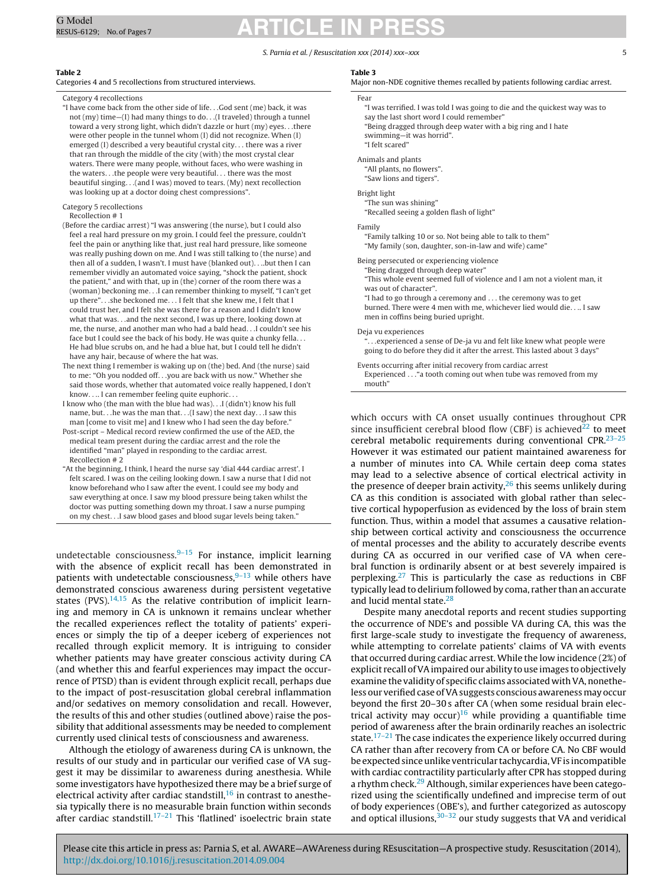**Table 2**
Categories 4 and 5 recollections from structured interviews.

Category 4 recollections

"I have come back from the other side of life. . .God sent (me) back, it was not (my) time—(I) had many things to do. . .(I traveled) through a tunnel toward a very strong light, which didn't dazzle or hurt (my) eyes. . .there were other people in the tunnel whom (I) did not recognize. When (I) emerged (I) described a very beautiful crystal city. . . there was a river that ran through the middle of the city (with) the most crystal clear waters. There were many people, without faces, who were washing in the waters. . .the people were very beautiful. . . there was the most beautiful singing. . .(and I was) moved to tears. (My) next recollection was looking up at a doctor doing chest compressions".

Category 5 recollections

Recollection # 1

(Before the cardiac arrest) "I was answering (the nurse), but I could also feel a real hard pressure on my groin. I could feel the pressure, couldn't feel the pain or anything like that, just real hard pressure, like someone was really pushing down on me. And I was still talking to (the nurse) and then all of a sudden, I wasn't. I must have (blanked out). . ..but then I can remember vividly an automated voice saying, "shock the patient, shock the patient," and with that, up in (the) corner of the room there was a (woman) beckoning me. . .I can remember thinking to myself, "I can't get up there". . .she beckoned me. . . I felt that she knew me, I felt that I could trust her, and I felt she was there for a reason and I didn't know what that was. . .and the next second, I was up there, looking down at me, the nurse, and another man who had a bald head. . .I couldn't see his face but I could see the back of his body. He was quite a chunky fella. . . He had blue scrubs on, and he had a blue hat, but I could tell he didn't have any hair, because of where the hat was.

The next thing I remember is waking up on (the) bed. And (the nurse) said to me: "Oh you nodded off. . .you are back with us now." Whether she said those words, whether that automated voice really happened, I don't know. . .. I can remember feeling quite euphoric. . .

I know who (the man with the blue hat was). . .I (didn't) know his full name, but. . .he was the man that. . .(I saw) the next day. . .I saw this man [come to visit me] and I knew who I had seen the day before."

Post-script – Medical record review confirmed the use of the AED, the medical team present during the cardiac arrest and the role the identified "man" played in responding to the cardiac arrest.

Recollection # 2

"At the beginning, I think, I heard the nurse say 'dial 444 cardiac arrest'. I felt scared. I was on the ceiling looking down. I saw a nurse that I did not know beforehand who I saw after the event. I could see my body and saw everything at once. I saw my blood pressure being taken whilst the doctor was putting something down my throat. I saw a nurse pumping on my chest. . .I saw blood gases and blood sugar levels being taken."

**Table 3**
Major non-NDE cognitive themes recalled by patients following cardiac arrest.

Fear
"I was terrified. I was told I was going to die and the quickest way was to say the last short word I could remember"
"Being dragged through deep water with a big ring and I hate swimming—it was horrid".
"I felt scared"

Animals and plants
"All plants, no flowers".
"Saw lions and tigers".

Bright light
"The sun was shining"
"Recalled seeing a golden flash of light"

Family
"Family talking 10 or so. Not being able to talk to them"
"My family (son, daughter, son-in-law and wife) came"

Being persecuted or experiencing violence
"Being dragged through deep water"
"This whole event seemed full of violence and I am not a violent man, it was out of character".
"I had to go through a ceremony and . . . the ceremony was to get burned. There were 4 men with me, whichever lied would die. . .. I saw men in coffins being buried upright.

Deja vu experiences
". . .experienced a sense of De-ja vu and felt like knew what people were going to do before they did it after the arrest. This lasted about 3 days"

Events occurring after initial recovery from cardiac arrest
Experienced . . ."a tooth coming out when tube was removed from my mouth"

undetectable consciousness.[9–15] For instance, implicit learning with the absence of explicit recall has been demonstrated in patients with undetectable consciousness,[9–13] while others have demonstrated conscious awareness during persistent vegetative states (PVS).[14,15] As the relative contribution of implicit learning and memory in CA is unknown it remains unclear whether the recalled experiences reflect the totality of patients' experiences or simply the tip of a deeper iceberg of experiences not recalled through explicit memory. It is intriguing to consider whether patients may have greater conscious activity during CA (and whether this and fearful experiences may impact the occurrence of PTSD) than is evident through explicit recall, perhaps due to the impact of post-resuscitation global cerebral inflammation and/or sedatives on memory consolidation and recall. However, the results of this and other studies (outlined above) raise the possibility that additional assessments may be needed to complement currently used clinical tests of consciousness and awareness.

Although the etiology of awareness during CA is unknown, the results of our study and in particular our verified case of VA suggest it may be dissimilar to awareness during anesthesia. While some investigators have hypothesized there may be a brief surge of electrical activity after cardiac standstill,[16] in contrast to anesthesia typically there is no measurable brain function within seconds after cardiac standstill.[17–21] This 'flatlined' isoelectric brain state which occurs with CA onset usually continues throughout CPR since insufficient cerebral blood flow (CBF) is achieved[22] to meet cerebral metabolic requirements during conventional CPR.[23–25] However it was estimated our patient maintained awareness for a number of minutes into CA. While certain deep coma states may lead to a selective absence of cortical electrical activity in the presence of deeper brain activity,[26] this seems unlikely during CA as this condition is associated with global rather than selective cortical hypoperfusion as evidenced by the loss of brain stem function. Thus, within a model that assumes a causative relationship between cortical activity and consciousness the occurrence of mental processes and the ability to accurately describe events during CA as occurred in our verified case of VA when cerebral function is ordinarily absent or at best severely impaired is perplexing.[27] This is particularly the case as reductions in CBF typically lead to delirium followed by coma, rather than an accurate and lucid mental state.[28]

Despite many anecdotal reports and recent studies supporting the occurrence of NDE's and possible VA during CA, this was the first large-scale study to investigate the frequency of awareness, while attempting to correlate patients' claims of VA with events that occurred during cardiac arrest. While the low incidence (2%) of explicit recall of VA impaired our ability to use images to objectively examine the validity of specific claims associated with VA, nonetheless our verified case of VA suggests conscious awareness may occur beyond the first 20–30 s after CA (when some residual brain electrical activity may occur)[16] while providing a quantifiable time period of awareness after the brain ordinarily reaches an isolectric state.[17–21] The case indicates the experience likely occurred during CA rather than after recovery from CA or before CA. No CBF would be expected since unlike ventricular tachycardia, VF is incompatible with cardiac contractility particularly after CPR has stopped during a rhythm check.[29] Although, similar experiences have been categorized using the scientifically undefined and imprecise term of out of body experiences (OBE's), and further categorized as autoscopy and optical illusions,[30–32] our study suggests that VA and veridical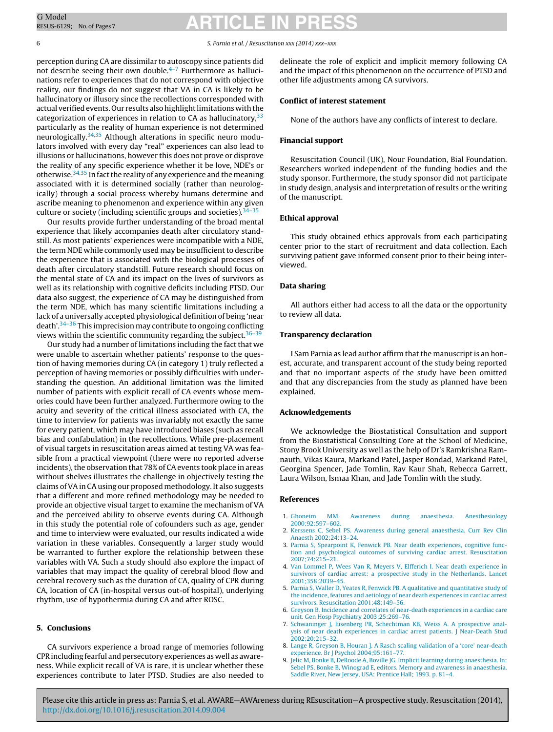perception during CA are dissimilar to autoscopy since patients did not describe seeing their own double.[4–7] Furthermore as hallucinations refer to experiences that do not correspond with objective reality, our findings do not suggest that VA in CA is likely to be hallucinatory or illusory since the recollections corresponded with actual verified events. Our results also highlight limitations with the categorization of experiences in relation to CA as hallucinatory,[33] particularly as the reality of human experience is not determined neurologically.[34,35] Although alterations in specific neuro modulators involved with every day "real" experiences can also lead to illusions or hallucinations, however this does not prove or disprove the reality of any specific experience whether it be love, NDE's or otherwise.[34,35] In fact the reality of any experience and the meaning associated with it is determined socially (rather than neurologically) through a social process whereby humans determine and ascribe meaning to phenomenon and experience within any given culture or society (including scientific groups and societies).[34–35]

Our results provide further understanding of the broad mental experience that likely accompanies death after circulatory standstill. As most patients' experiences were incompatible with a NDE, the term NDE while commonly used may be insufficient to describe the experience that is associated with the biological processes of death after circulatory standstill. Future research should focus on the mental state of CA and its impact on the lives of survivors as well as its relationship with cognitive deficits including PTSD. Our data also suggest, the experience of CA may be distinguished from the term NDE, which has many scientific limitations including a lack of a universally accepted physiological definition of being 'near death'.[34–36] This imprecision may contribute to ongoing conflicting views within the scientific community regarding the subject.[36–39]

Our study had a number of limitations including the fact that we were unable to ascertain whether patients' response to the question of having memories during CA (in category 1) truly reflected a perception of having memories or possibly difficulties with understanding the question. An additional limitation was the limited number of patients with explicit recall of CA events whose memories could have been further analyzed. Furthermore owing to the acuity and severity of the critical illness associated with CA, the time to interview for patients was invariably not exactly the same for every patient, which may have introduced biases (such as recall bias and confabulation) in the recollections. While pre-placement of visual targets in resuscitation areas aimed at testing VA was feasible from a practical viewpoint (there were no reported adverse incidents), the observation that 78% of CA events took place in areas without shelves illustrates the challenge in objectively testing the claims of VA in CA using our proposed methodology. It also suggests that a different and more refined methodology may be needed to provide an objective visual target to examine the mechanism of VA and the perceived ability to observe events during CA. Although in this study the potential role of cofounders such as age, gender and time to interview were evaluated, our results indicated a wide variation in these variables. Consequently a larger study would be warranted to further explore the relationship between these variables with VA. Such a study should also explore the impact of variables that may impact the quality of cerebral blood flow and cerebral recovery such as the duration of CA, quality of CPR during CA, location of CA (in-hospital versus out-of hospital), underlying rhythm, use of hypothermia during CA and after ROSC.

## 5. Conclusions

CA survivors experience a broad range of memories following CPR including fearful and persecutory experiences as well as awareness. While explicit recall of VA is rare, it is unclear whether these experiences contribute to later PTSD. Studies are also needed to delineate the role of explicit and implicit memory following CA and the impact of this phenomenon on the occurrence of PTSD and other life adjustments among CA survivors.

### Conflict of interest statement

None of the authors have any conflicts of interest to declare.

### Financial support

Resuscitation Council (UK), Nour Foundation, Bial Foundation. Researchers worked independent of the funding bodies and the study sponsor. Furthermore, the study sponsor did not participate in study design, analysis and interpretation of results or the writing of the manuscript.

### Ethical approval

This study obtained ethics approvals from each participating center prior to the start of recruitment and data collection. Each surviving patient gave informed consent prior to their being interviewed.

### Data sharing

All authors either had access to all the data or the opportunity to review all data.

### Transparency declaration

I Sam Parnia as lead author affirm that the manuscript is an honest, accurate, and transparent account of the study being reported and that no important aspects of the study have been omitted and that any discrepancies from the study as planned have been explained.

### Acknowledgements

We acknowledge the Biostatistical Consultation and support from the Biostatistical Consulting Core at the School of Medicine, Stony Brook University as well as the help of Dr's Ramkrishna Ramnauth, Vikas Kaura, Markand Patel, Jasper Bondad, Markand Patel, Georgina Spencer, Jade Tomlin, Rav Kaur Shah, Rebecca Garrett, Laura Wilson, Ismaa Khan, and Jade Tomlin with the study.

### References

1. Ghoneim MM. Awareness during anaesthesia. Anesthesiology 2000;92:597–602.
2. Kerssens C, Sebel PS. Awareness during general anaesthesia. Curr Rev Clin Anaesth 2002;24:13–24.
3. Parnia S, Spearpoint K, Fenwick PB. Near death experiences, cognitive function and psychological outcomes of surviving cardiac arrest. Resuscitation 2007;74:215–21.
4. Van Lommel P, Wees Van R, Meyers V, Elfferich I. Near death experience in survivors of cardiac arrest: a prospective study in the Netherlands. Lancet 2001;358:2039–45.
5. Parnia S, Waller D, Yeates R, Fenwick PB. A qualitative and quantitative study of the incidence, features and aetiology of near death experiences in cardiac arrest survivors. Resuscitation 2001;48:149–56.
6. Greyson B. Incidence and correlates of near-death experiences in a cardiac care unit. Gen Hosp Psychiatry 2003;25:269–76.
7. Schwaninger J, Eisenberg PR, Schechtman KB, Weiss A. A prospective analysis of near death experiences in cardiac arrest patients. J Near-Death Stud 2002;20:215–32.
8. Lange R, Greyson B, Houran J. A Rasch scaling validation of a 'core' near-death experience. Br J Psychol 2004;95:161–77.
9. Jelic M, Bonke B, DeRoode A, Boville JG. Implicit learning during anaesthesia. In: Sebel PS, Bonke B, Winograd E, editors. Memory and awareness in anaesthesia. Saddle River, New Jersey, USA: Prentice Hall; 1993. p. 81–4.

Please cite this article in press as: Parnia S, et al. AWARE—AWAreness during REsuscitation—A prospective study. Resuscitation (2014), http://dx.doi.org/10.1016/j.resuscitation.2014.09.004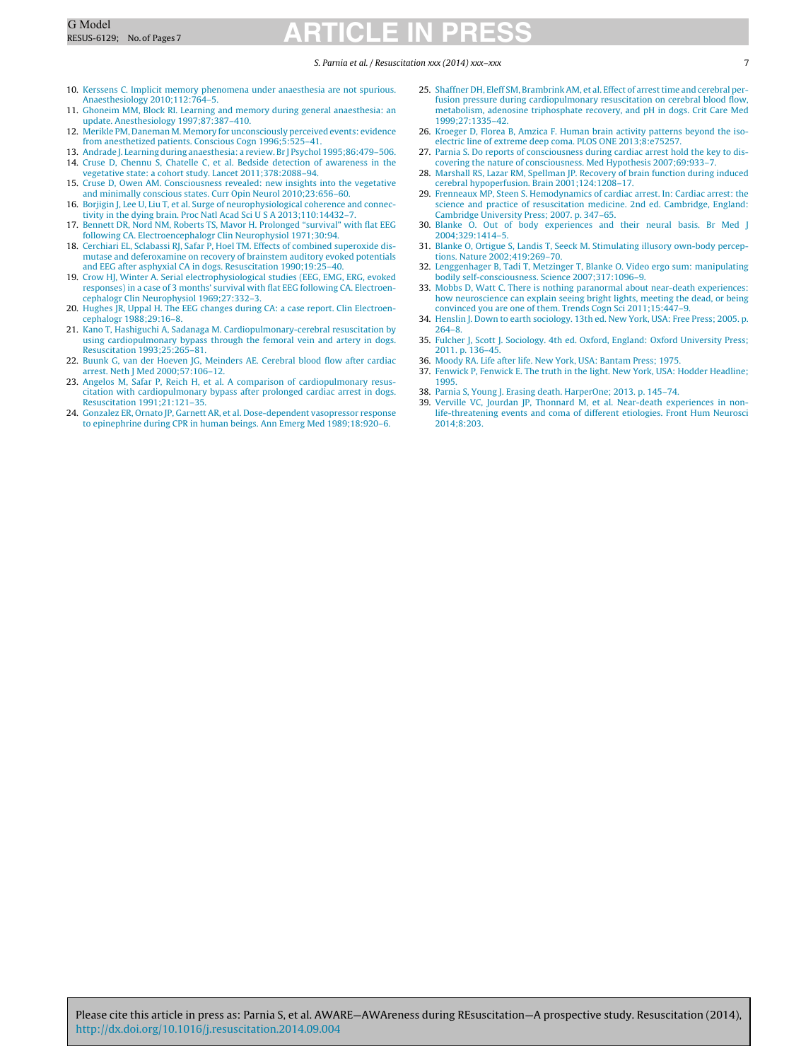10. Kerssens C. Implicit memory phenomena under anaesthesia are not spurious. Anaesthesiology 2010;112:764–5.
11. Ghoneim MM, Block RI. Learning and memory during general anaesthesia: an update. Anesthesiology 1997;87:387–410.
12. Merikle PM, Daneman M. Memory for unconsciously perceived events: evidence from anesthetized patients. Conscious Cogn 1996;5:525–41.
13. Andrade J. Learning during anaesthesia: a review. Br J Psychol 1995;86:479–506.
14. Cruse D, Chennu S, Chatelle C, et al. Bedside detection of awareness in the vegetative state: a cohort study. Lancet 2011;378:2088–94.
15. Cruse D, Owen AM. Consciousness revealed: new insights into the vegetative and minimally conscious states. Curr Opin Neurol 2010;23:656–60.
16. Borjigin J, Lee U, Liu T, et al. Surge of neurophysiological coherence and connectivity in the dying brain. Proc Natl Acad Sci U S A 2013;110:14432–7.
17. Bennett DR, Nord NM, Roberts TS, Mavor H. Prolonged "survival" with flat EEG following CA. Electroencephalogr Clin Neurophysiol 1971;30:94.
18. Cerchiari EL, Sclabassi RJ, Safar P, Hoel TM. Effects of combined superoxide dismutase and deferoxamine on recovery of brainstem auditory evoked potentials and EEG after asphyxial CA in dogs. Resuscitation 1990;19:25–40.
19. Crow HJ, Winter A. Serial electrophysiological studies (EEG, EMG, ERG, evoked responses) in a case of 3 months' survival with flat EEG following CA. Electroencephalogr Clin Neurophysiol 1969;27:332–3.
20. Hughes JR, Uppal H. The EEG changes during CA: a case report. Clin Electroencephalogr 1988;29:16–8.
21. Kano T, Hashiguchi A, Sadanaga M. Cardiopulmonary-cerebral resuscitation by using cardiopulmonary bypass through the femoral vein and artery in dogs. Resuscitation 1993;25:265–81.
22. Buunk G, van der Hoeven JG, Meinders AE. Cerebral blood flow after cardiac arrest. Neth J Med 2000;57:106–12.
23. Angelos M, Safar P, Reich H, et al. A comparison of cardiopulmonary resuscitation with cardiopulmonary bypass after prolonged cardiac arrest in dogs. Resuscitation 1991;21:121–35.
24. Gonzalez ER, Ornato JP, Garnett AR, et al. Dose-dependent vasopressor response to epinephrine during CPR in human beings. Ann Emerg Med 1989;18:920–6.
25. Shaffner DH, Eleff SM, Brambrink AM, et al. Effect of arrest time and cerebral perfusion pressure during cardiopulmonary resuscitation on cerebral blood flow, metabolism, adenosine triphosphate recovery, and pH in dogs. Crit Care Med 1999;27:1335–42.
26. Kroeger D, Florea B, Amzica F. Human brain activity patterns beyond the isoelectric line of extreme deep coma. PLOS ONE 2013;8:e75257.
27. Parnia S. Do reports of consciousness during cardiac arrest hold the key to discovering the nature of consciousness. Med Hypothesis 2007;69:933–7.
28. Marshall RS, Lazar RM, Spellman JP. Recovery of brain function during induced cerebral hypoperfusion. Brain 2001;124:1208–17.
29. Frenneaux MP, Steen S. Hemodynamics of cardiac arrest. In: Cardiac arrest: the science and practice of resuscitation medicine. 2nd ed. Cambridge, England: Cambridge University Press; 2007. p. 347–65.
30. Blanke O. Out of body experiences and their neural basis. Br Med J 2004;329:1414–5.
31. Blanke O, Ortigue S, Landis T, Seeck M. Stimulating illusory own-body perceptions. Nature 2002;419:269–70.
32. Lenggenhager B, Tadi T, Metzinger T, Blanke O. Video ergo sum: manipulating bodily self-consciousness. Science 2007;317:1096–9.
33. Mobbs D, Watt C. There is nothing paranormal about near-death experiences: how neuroscience can explain seeing bright lights, meeting the dead, or being convinced you are one of them. Trends Cogn Sci 2011;15:447–9.
34. Henslin J. Down to earth sociology. 13th ed. New York, USA: Free Press; 2005. p. 264–8.
35. Fulcher J, Scott J. Sociology. 4th ed. Oxford, England: Oxford University Press; 2011. p. 136–45.
36. Moody RA. Life after life. New York, USA: Bantam Press; 1975.
37. Fenwick P, Fenwick E. The truth in the light. New York, USA: Hodder Headline; 1995.
38. Parnia S, Young J. Erasing death. HarperOne; 2013. p. 145–74.
39. Verville VC, Jourdan JP, Thonnard M, et al. Near-death experiences in non-life-threatening events and coma of different etiologies. Front Hum Neurosci 2014;8:203.